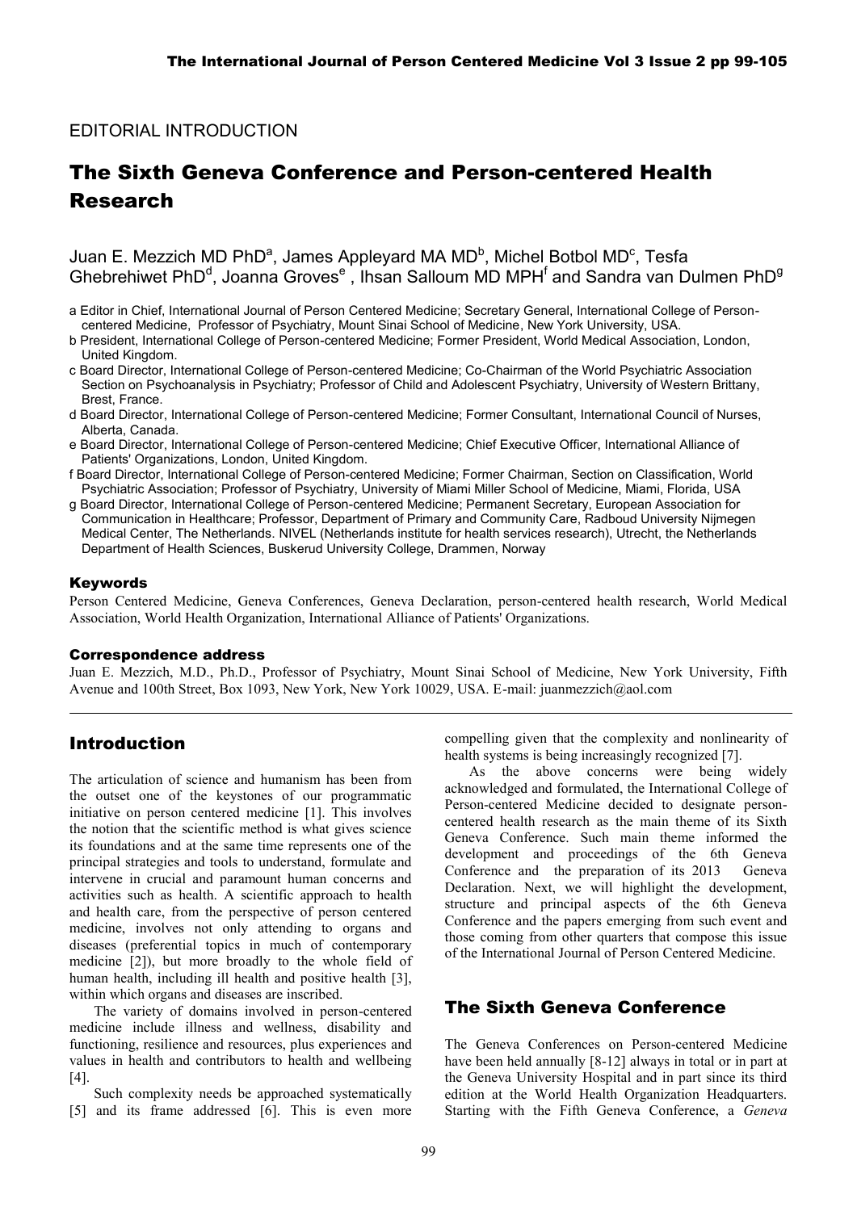EDITORIAL INTRODUCTION

# The Sixth Geneva Conference and Person-centered Health Research

Juan E. Mezzich MD PhD[a], James Appleyard MA MD[b], Michel Botbol MD[c], Tesfa Ghebrehiwet PhD[d], Joanna Groves[e], Ihsan Salloum MD MPH[f] and Sandra van Dulmen PhD[g]

a Editor in Chief, International Journal of Person Centered Medicine; Secretary General, International College of Person-centered Medicine, Professor of Psychiatry, Mount Sinai School of Medicine, New York University, USA.

b President, International College of Person-centered Medicine; Former President, World Medical Association, London, United Kingdom.

c Board Director, International College of Person-centered Medicine; Co-Chairman of the World Psychiatric Association Section on Psychoanalysis in Psychiatry; Professor of Child and Adolescent Psychiatry, University of Western Brittany, Brest, France.

d Board Director, International College of Person-centered Medicine; Former Consultant, International Council of Nurses, Alberta, Canada.

e Board Director, International College of Person-centered Medicine; Chief Executive Officer, International Alliance of Patients' Organizations, London, United Kingdom.

f Board Director, International College of Person-centered Medicine; Former Chairman, Section on Classification, World Psychiatric Association; Professor of Psychiatry, University of Miami Miller School of Medicine, Miami, Florida, USA

g Board Director, International College of Person-centered Medicine; Permanent Secretary, European Association for Communication in Healthcare; Professor, Department of Primary and Community Care, Radboud University Nijmegen Medical Center, The Netherlands. NIVEL (Netherlands institute for health services research), Utrecht, the Netherlands Department of Health Sciences, Buskerud University College, Drammen, Norway

### Keywords

Person Centered Medicine, Geneva Conferences, Geneva Declaration, person-centered health research, World Medical Association, World Health Organization, International Alliance of Patients' Organizations.

### Correspondence address

Juan E. Mezzich, M.D., Ph.D., Professor of Psychiatry, Mount Sinai School of Medicine, New York University, Fifth Avenue and 100th Street, Box 1093, New York, New York 10029, USA. E-mail: juanmezzich@aol.com

## Introduction

The articulation of science and humanism has been from the outset one of the keystones of our programmatic initiative on person centered medicine [1]. This involves the notion that the scientific method is what gives science its foundations and at the same time represents one of the principal strategies and tools to understand, formulate and intervene in crucial and paramount human concerns and activities such as health. A scientific approach to health and health care, from the perspective of person centered medicine, involves not only attending to organs and diseases (preferential topics in much of contemporary medicine [2]), but more broadly to the whole field of human health, including ill health and positive health [3], within which organs and diseases are inscribed.

The variety of domains involved in person-centered medicine include illness and wellness, disability and functioning, resilience and resources, plus experiences and values in health and contributors to health and wellbeing [4].

Such complexity needs be approached systematically [5] and its frame addressed [6]. This is even more compelling given that the complexity and nonlinearity of health systems is being increasingly recognized [7].

As the above concerns were being widely acknowledged and formulated, the International College of Person-centered Medicine decided to designate person-centered health research as the main theme of its Sixth Geneva Conference. Such main theme informed the development and proceedings of the 6th Geneva Conference and the preparation of its 2013 Geneva Declaration. Next, we will highlight the development, structure and principal aspects of the 6th Geneva Conference and the papers emerging from such event and those coming from other quarters that compose this issue of the International Journal of Person Centered Medicine.

## The Sixth Geneva Conference

The Geneva Conferences on Person-centered Medicine have been held annually [8-12] always in total or in part at the Geneva University Hospital and in part since its third edition at the World Health Organization Headquarters. Starting with the Fifth Geneva Conference, a *Geneva*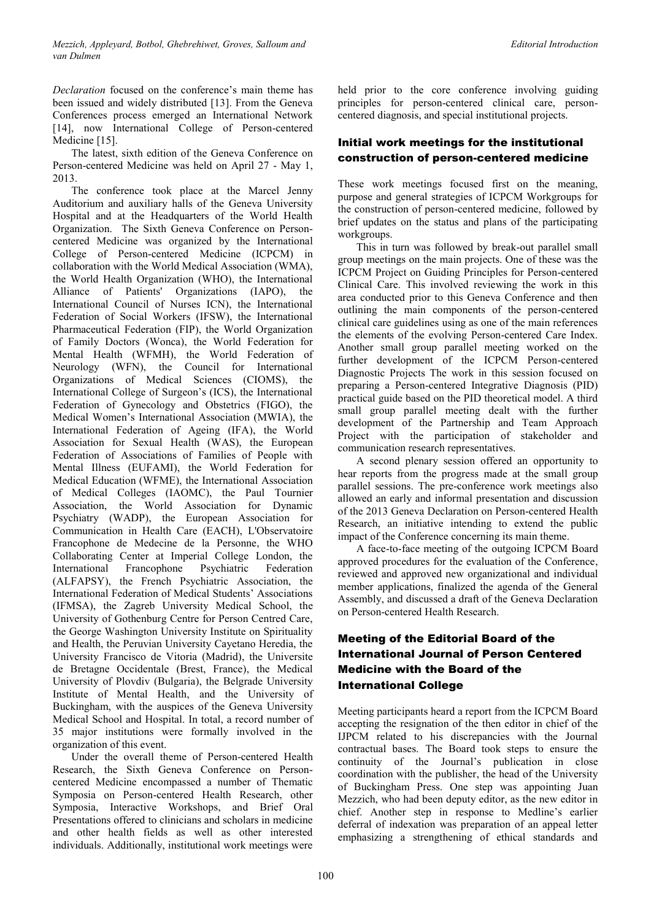*Declaration* focused on the conference's main theme has been issued and widely distributed [13]. From the Geneva Conferences process emerged an International Network [14], now International College of Person-centered Medicine [15].

The latest, sixth edition of the Geneva Conference on Person-centered Medicine was held on April 27 - May 1, 2013.

The conference took place at the Marcel Jenny Auditorium and auxiliary halls of the Geneva University Hospital and at the Headquarters of the World Health Organization. The Sixth Geneva Conference on Person-centered Medicine was organized by the International College of Person-centered Medicine (ICPCM) in collaboration with the World Medical Association (WMA), the World Health Organization (WHO), the International Alliance of Patients' Organizations (IAPO), the International Council of Nurses ICN), the International Federation of Social Workers (IFSW), the International Pharmaceutical Federation (FIP), the World Organization of Family Doctors (Wonca), the World Federation for Mental Health (WFMH), the World Federation of Neurology (WFN), the Council for International Organizations of Medical Sciences (CIOMS), the International College of Surgeon's (ICS), the International Federation of Gynecology and Obstetrics (FIGO), the Medical Women's International Association (MWIA), the International Federation of Ageing (IFA), the World Association for Sexual Health (WAS), the European Federation of Associations of Families of People with Mental Illness (EUFAMI), the World Federation for Medical Education (WFME), the International Association of Medical Colleges (IAOMC), the Paul Tournier Association, the World Association for Dynamic Psychiatry (WADP), the European Association for Communication in Health Care (EACH), L'Observatoire Francophone de Medecine de la Personne, the WHO Collaborating Center at Imperial College London, the International Francophone Psychiatric Federation (ALFAPSY), the French Psychiatric Association, the International Federation of Medical Students' Associations (IFMSA), the Zagreb University Medical School, the University of Gothenburg Centre for Person Centred Care, the George Washington University Institute on Spirituality and Health, the Peruvian University Cayetano Heredia, the University Francisco de Vitoria (Madrid), the Universite de Bretagne Occidentale (Brest, France), the Medical University of Plovdiv (Bulgaria), the Belgrade University Institute of Mental Health, and the University of Buckingham, with the auspices of the Geneva University Medical School and Hospital. In total, a record number of 35 major institutions were formally involved in the organization of this event.

Under the overall theme of Person-centered Health Research, the Sixth Geneva Conference on Person-centered Medicine encompassed a number of Thematic Symposia on Person-centered Health Research, other Symposia, Interactive Workshops, and Brief Oral Presentations offered to clinicians and scholars in medicine and other health fields as well as other interested individuals. Additionally, institutional work meetings were held prior to the core conference involving guiding principles for person-centered clinical care, person-centered diagnosis, and special institutional projects.

## Initial work meetings for the institutional construction of person-centered medicine

These work meetings focused first on the meaning, purpose and general strategies of ICPCM Workgroups for the construction of person-centered medicine, followed by brief updates on the status and plans of the participating workgroups.

This in turn was followed by break-out parallel small group meetings on the main projects. One of these was the ICPCM Project on Guiding Principles for Person-centered Clinical Care. This involved reviewing the work in this area conducted prior to this Geneva Conference and then outlining the main components of the person-centered clinical care guidelines using as one of the main references the elements of the evolving Person-centered Care Index. Another small group parallel meeting worked on the further development of the ICPCM Person-centered Diagnostic Projects The work in this session focused on preparing a Person-centered Integrative Diagnosis (PID) practical guide based on the PID theoretical model. A third small group parallel meeting dealt with the further development of the Partnership and Team Approach Project with the participation of stakeholder and communication research representatives.

A second plenary session offered an opportunity to hear reports from the progress made at the small group parallel sessions. The pre-conference work meetings also allowed an early and informal presentation and discussion of the 2013 Geneva Declaration on Person-centered Health Research, an initiative intending to extend the public impact of the Conference concerning its main theme.

A face-to-face meeting of the outgoing ICPCM Board approved procedures for the evaluation of the Conference, reviewed and approved new organizational and individual member applications, finalized the agenda of the General Assembly, and discussed a draft of the Geneva Declaration on Person-centered Health Research.

## Meeting of the Editorial Board of the International Journal of Person Centered Medicine with the Board of the International College

Meeting participants heard a report from the ICPCM Board accepting the resignation of the then editor in chief of the IJPCM related to his discrepancies with the Journal contractual bases. The Board took steps to ensure the continuity of the Journal's publication in close coordination with the publisher, the head of the University of Buckingham Press. One step was appointing Juan Mezzich, who had been deputy editor, as the new editor in chief. Another step in response to Medline's earlier deferral of indexation was preparation of an appeal letter emphasizing a strengthening of ethical standards and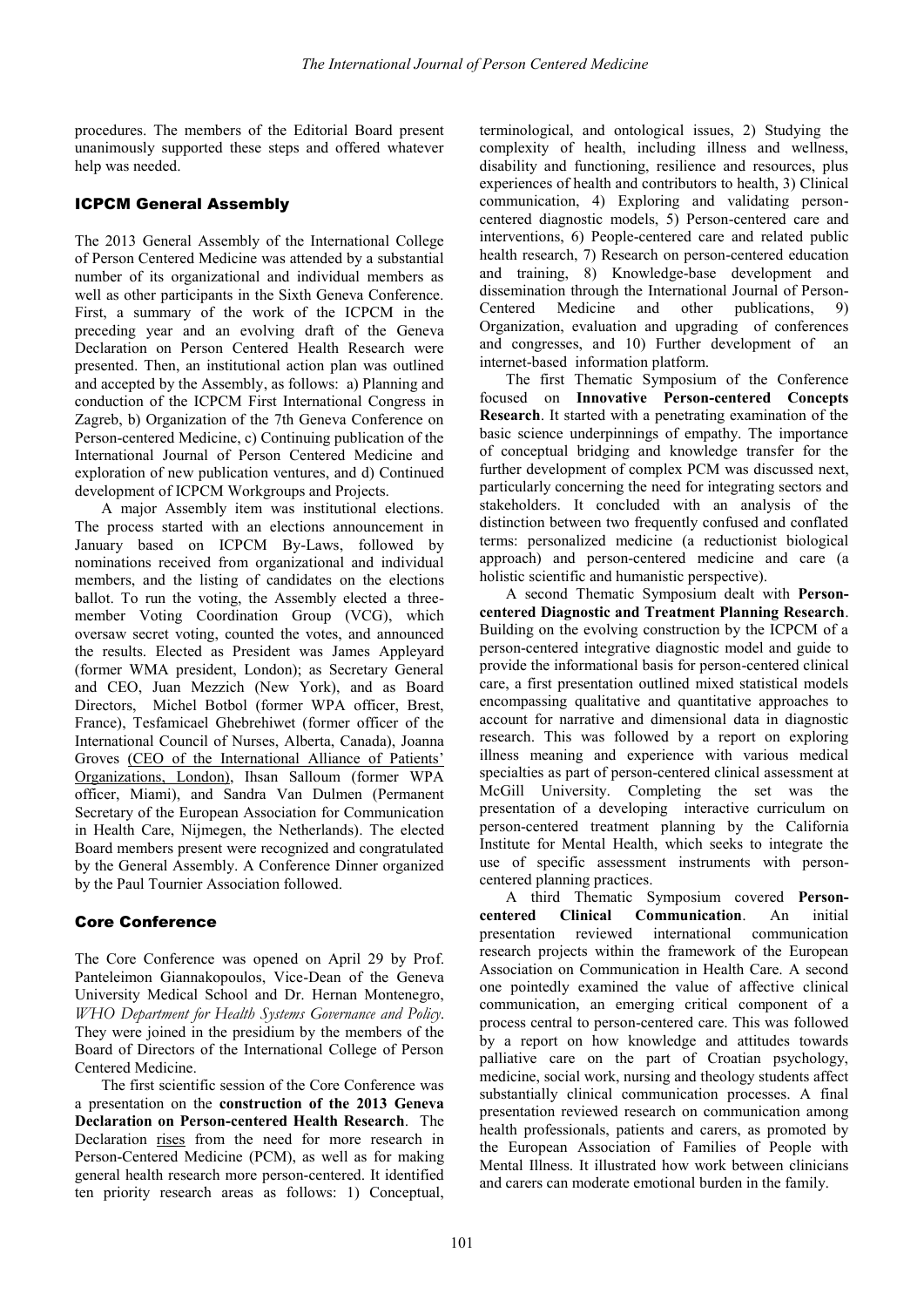procedures. The members of the Editorial Board present unanimously supported these steps and offered whatever help was needed.

## ICPCM General Assembly

The 2013 General Assembly of the International College of Person Centered Medicine was attended by a substantial number of its organizational and individual members as well as other participants in the Sixth Geneva Conference. First, a summary of the work of the ICPCM in the preceding year and an evolving draft of the Geneva Declaration on Person Centered Health Research were presented. Then, an institutional action plan was outlined and accepted by the Assembly, as follows: a) Planning and conduction of the ICPCM First International Congress in Zagreb, b) Organization of the 7th Geneva Conference on Person-centered Medicine, c) Continuing publication of the International Journal of Person Centered Medicine and exploration of new publication ventures, and d) Continued development of ICPCM Workgroups and Projects.

A major Assembly item was institutional elections. The process started with an elections announcement in January based on ICPCM By-Laws, followed by nominations received from organizational and individual members, and the listing of candidates on the elections ballot. To run the voting, the Assembly elected a three-member Voting Coordination Group (VCG), which oversaw secret voting, counted the votes, and announced the results. Elected as President was James Appleyard (former WMA president, London); as Secretary General and CEO, Juan Mezzich (New York), and as Board Directors, Michel Botbol (former WPA officer, Brest, France), Tesfamicael Ghebrehiwet (former officer of the International Council of Nurses, Alberta, Canada), Joanna Groves (CEO of the International Alliance of Patients' Organizations, London), Ihsan Salloum (former WPA officer, Miami), and Sandra Van Dulmen (Permanent Secretary of the European Association for Communication in Health Care, Nijmegen, the Netherlands). The elected Board members present were recognized and congratulated by the General Assembly. A Conference Dinner organized by the Paul Tournier Association followed.

## Core Conference

The Core Conference was opened on April 29 by Prof. Panteleimon Giannakopoulos, Vice-Dean of the Geneva University Medical School and Dr. Hernan Montenegro, *WHO Department for Health Systems Governance and Policy*. They were joined in the presidium by the members of the Board of Directors of the International College of Person Centered Medicine.

The first scientific session of the Core Conference was a presentation on the **construction of the 2013 Geneva Declaration on Person-centered Health Research**. The Declaration rises from the need for more research in Person-Centered Medicine (PCM), as well as for making general health research more person-centered. It identified ten priority research areas as follows: 1) Conceptual, terminological, and ontological issues, 2) Studying the complexity of health, including illness and wellness, disability and functioning, resilience and resources, plus experiences of health and contributors to health, 3) Clinical communication, 4) Exploring and validating person-centered diagnostic models, 5) Person-centered care and interventions, 6) People-centered care and related public health research, 7) Research on person-centered education and training, 8) Knowledge-base development and dissemination through the International Journal of Person-Centered Medicine and other publications, 9) Organization, evaluation and upgrading of conferences and congresses, and 10) Further development of an internet-based information platform.

The first Thematic Symposium of the Conference focused on **Innovative Person-centered Concepts Research**. It started with a penetrating examination of the basic science underpinnings of empathy. The importance of conceptual bridging and knowledge transfer for the further development of complex PCM was discussed next, particularly concerning the need for integrating sectors and stakeholders. It concluded with an analysis of the distinction between two frequently confused and conflated terms: personalized medicine (a reductionist biological approach) and person-centered medicine and care (a holistic scientific and humanistic perspective).

A second Thematic Symposium dealt with **Person-centered Diagnostic and Treatment Planning Research**. Building on the evolving construction by the ICPCM of a person-centered integrative diagnostic model and guide to provide the informational basis for person-centered clinical care, a first presentation outlined mixed statistical models encompassing qualitative and quantitative approaches to account for narrative and dimensional data in diagnostic research. This was followed by a report on exploring illness meaning and experience with various medical specialties as part of person-centered clinical assessment at McGill University. Completing the set was the presentation of a developing interactive curriculum on person-centered treatment planning by the California Institute for Mental Health, which seeks to integrate the use of specific assessment instruments with person-centered planning practices.

A third Thematic Symposium covered **Person-centered Clinical Communication**. An initial presentation reviewed international communication research projects within the framework of the European Association on Communication in Health Care. A second one pointedly examined the value of affective clinical communication, an emerging critical component of a process central to person-centered care. This was followed by a report on how knowledge and attitudes towards palliative care on the part of Croatian psychology, medicine, social work, nursing and theology students affect substantially clinical communication processes. A final presentation reviewed research on communication among health professionals, patients and carers, as promoted by the European Association of Families of People with Mental Illness. It illustrated how work between clinicians and carers can moderate emotional burden in the family.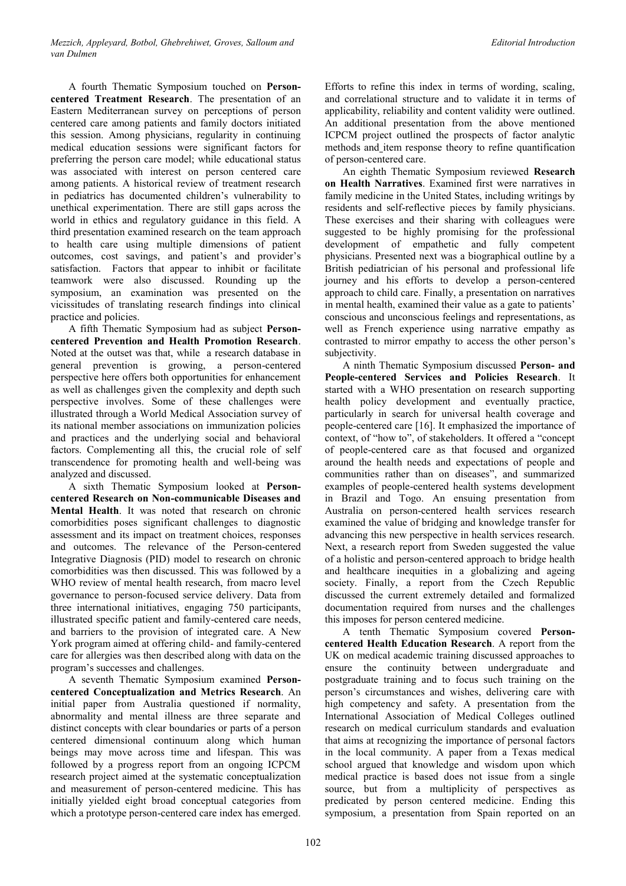A fourth Thematic Symposium touched on **Person-centered Treatment Research**. The presentation of an Eastern Mediterranean survey on perceptions of person centered care among patients and family doctors initiated this session. Among physicians, regularity in continuing medical education sessions were significant factors for preferring the person care model; while educational status was associated with interest on person centered care among patients. A historical review of treatment research in pediatrics has documented children's vulnerability to unethical experimentation. There are still gaps across the world in ethics and regulatory guidance in this field. A third presentation examined research on the team approach to health care using multiple dimensions of patient outcomes, cost savings, and patient's and provider's satisfaction. Factors that appear to inhibit or facilitate teamwork were also discussed. Rounding up the symposium, an examination was presented on the vicissitudes of translating research findings into clinical practice and policies.

A fifth Thematic Symposium had as subject **Person-centered Prevention and Health Promotion Research**. Noted at the outset was that, while a research database in general prevention is growing, a person-centered perspective here offers both opportunities for enhancement as well as challenges given the complexity and depth such perspective involves. Some of these challenges were illustrated through a World Medical Association survey of its national member associations on immunization policies and practices and the underlying social and behavioral factors. Complementing all this, the crucial role of self transcendence for promoting health and well-being was analyzed and discussed.

A sixth Thematic Symposium looked at **Person-centered Research on Non-communicable Diseases and Mental Health**. It was noted that research on chronic comorbidities poses significant challenges to diagnostic assessment and its impact on treatment choices, responses and outcomes. The relevance of the Person-centered Integrative Diagnosis (PID) model to research on chronic comorbidities was then discussed. This was followed by a WHO review of mental health research, from macro level governance to person-focused service delivery. Data from three international initiatives, engaging 750 participants, illustrated specific patient and family-centered care needs, and barriers to the provision of integrated care. A New York program aimed at offering child- and family-centered care for allergies was then described along with data on the program's successes and challenges.

A seventh Thematic Symposium examined **Person-centered Conceptualization and Metrics Research**. An initial paper from Australia questioned if normality, abnormality and mental illness are three separate and distinct concepts with clear boundaries or parts of a person centered dimensional continuum along which human beings may move across time and lifespan. This was followed by a progress report from an ongoing ICPCM research project aimed at the systematic conceptualization and measurement of person-centered medicine. This has initially yielded eight broad conceptual categories from which a prototype person-centered care index has emerged. Efforts to refine this index in terms of wording, scaling, and correlational structure and to validate it in terms of applicability, reliability and content validity were outlined. An additional presentation from the above mentioned ICPCM project outlined the prospects of factor analytic methods and item response theory to refine quantification of person-centered care.

An eighth Thematic Symposium reviewed **Research on Health Narratives**. Examined first were narratives in family medicine in the United States, including writings by residents and self-reflective pieces by family physicians. These exercises and their sharing with colleagues were suggested to be highly promising for the professional development of empathetic and fully competent physicians. Presented next was a biographical outline by a British pediatrician of his personal and professional life journey and his efforts to develop a person-centered approach to child care. Finally, a presentation on narratives in mental health, examined their value as a gate to patients' conscious and unconscious feelings and representations, as well as French experience using narrative empathy as contrasted to mirror empathy to access the other person's subjectivity.

A ninth Thematic Symposium discussed **Person- and People-centered Services and Policies Research**. It started with a WHO presentation on research supporting health policy development and eventually practice, particularly in search for universal health coverage and people-centered care [16]. It emphasized the importance of context, of "how to", of stakeholders. It offered a "concept of people-centered care as that focused and organized around the health needs and expectations of people and communities rather than on diseases", and summarized examples of people-centered health systems development in Brazil and Togo. An ensuing presentation from Australia on person-centered health services research examined the value of bridging and knowledge transfer for advancing this new perspective in health services research. Next, a research report from Sweden suggested the value of a holistic and person-centered approach to bridge health and healthcare inequities in a globalizing and ageing society. Finally, a report from the Czech Republic discussed the current extremely detailed and formalized documentation required from nurses and the challenges this imposes for person centered medicine.

A tenth Thematic Symposium covered **Person-centered Health Education Research**. A report from the UK on medical academic training discussed approaches to ensure the continuity between undergraduate and postgraduate training and to focus such training on the person's circumstances and wishes, delivering care with high competency and safety. A presentation from the International Association of Medical Colleges outlined research on medical curriculum standards and evaluation that aims at recognizing the importance of personal factors in the local community. A paper from a Texas medical school argued that knowledge and wisdom upon which medical practice is based does not issue from a single source, but from a multiplicity of perspectives as predicated by person centered medicine. Ending this symposium, a presentation from Spain reported on an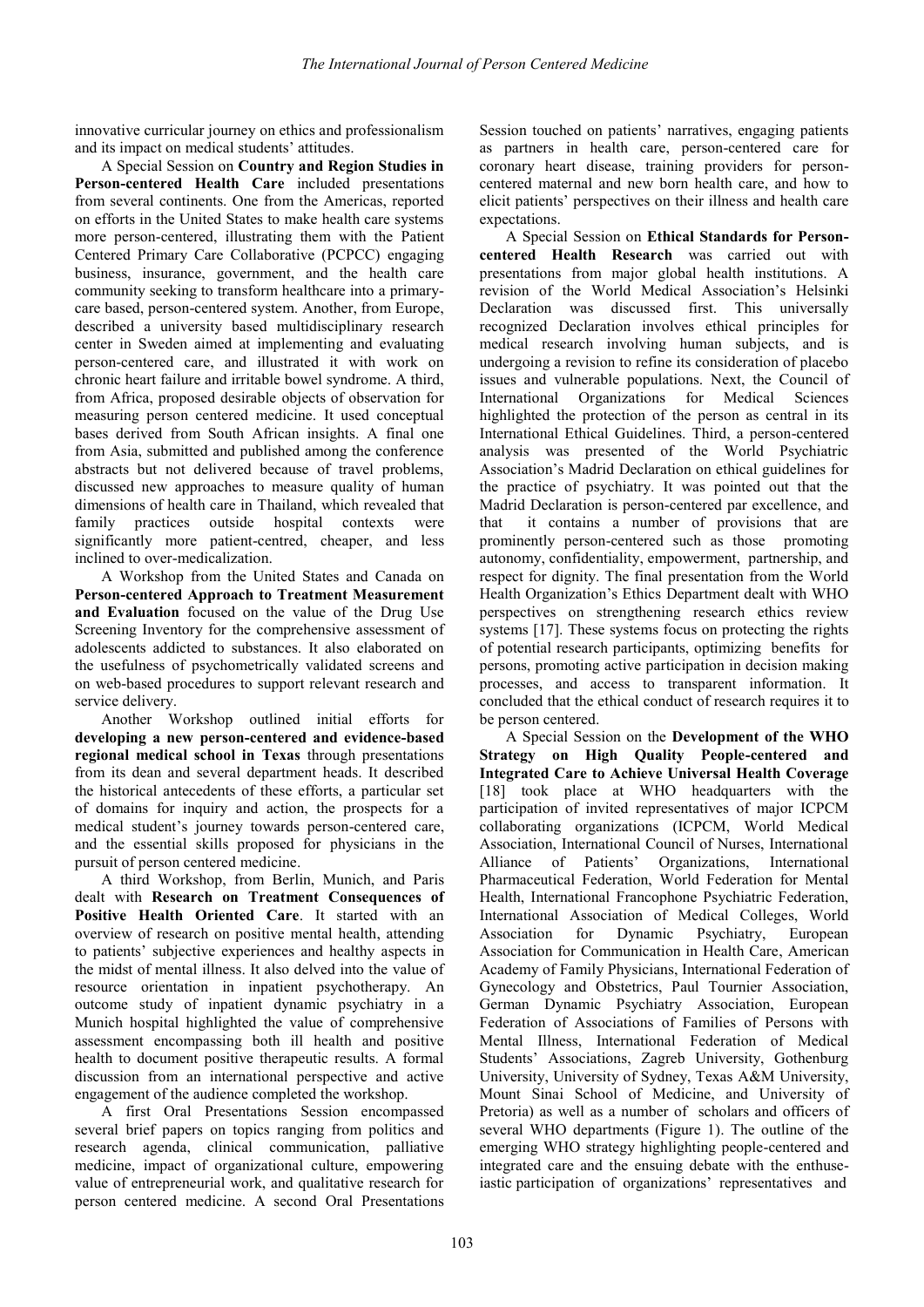innovative curricular journey on ethics and professionalism and its impact on medical students' attitudes.

A Special Session on **Country and Region Studies in Person-centered Health Care** included presentations from several continents. One from the Americas, reported on efforts in the United States to make health care systems more person-centered, illustrating them with the Patient Centered Primary Care Collaborative (PCPCC) engaging business, insurance, government, and the health care community seeking to transform healthcare into a primary-care based, person-centered system. Another, from Europe, described a university based multidisciplinary research center in Sweden aimed at implementing and evaluating person-centered care, and illustrated it with work on chronic heart failure and irritable bowel syndrome. A third, from Africa, proposed desirable objects of observation for measuring person centered medicine. It used conceptual bases derived from South African insights. A final one from Asia, submitted and published among the conference abstracts but not delivered because of travel problems, discussed new approaches to measure quality of human dimensions of health care in Thailand, which revealed that family practices outside hospital contexts were significantly more patient-centred, cheaper, and less inclined to over-medicalization.

A Workshop from the United States and Canada on **Person-centered Approach to Treatment Measurement and Evaluation** focused on the value of the Drug Use Screening Inventory for the comprehensive assessment of adolescents addicted to substances. It also elaborated on the usefulness of psychometrically validated screens and on web-based procedures to support relevant research and service delivery.

Another Workshop outlined initial efforts for **developing a new person-centered and evidence-based regional medical school in Texas** through presentations from its dean and several department heads. It described the historical antecedents of these efforts, a particular set of domains for inquiry and action, the prospects for a medical student's journey towards person-centered care, and the essential skills proposed for physicians in the pursuit of person centered medicine.

A third Workshop, from Berlin, Munich, and Paris dealt with **Research on Treatment Consequences of Positive Health Oriented Care**. It started with an overview of research on positive mental health, attending to patients' subjective experiences and healthy aspects in the midst of mental illness. It also delved into the value of resource orientation in inpatient psychotherapy. An outcome study of inpatient dynamic psychiatry in a Munich hospital highlighted the value of comprehensive assessment encompassing both ill health and positive health to document positive therapeutic results. A formal discussion from an international perspective and active engagement of the audience completed the workshop.

A first Oral Presentations Session encompassed several brief papers on topics ranging from politics and research agenda, clinical communication, palliative medicine, impact of organizational culture, empowering value of entrepreneurial work, and qualitative research for person centered medicine. A second Oral Presentations Session touched on patients' narratives, engaging patients as partners in health care, person-centered care for coronary heart disease, training providers for person-centered maternal and new born health care, and how to elicit patients' perspectives on their illness and health care expectations.

A Special Session on **Ethical Standards for Person-centered Health Research** was carried out with presentations from major global health institutions. A revision of the World Medical Association's Helsinki Declaration was discussed first. This universally recognized Declaration involves ethical principles for medical research involving human subjects, and is undergoing a revision to refine its consideration of placebo issues and vulnerable populations. Next, the Council of International Organizations for Medical Sciences highlighted the protection of the person as central in its International Ethical Guidelines. Third, a person-centered analysis was presented of the World Psychiatric Association's Madrid Declaration on ethical guidelines for the practice of psychiatry. It was pointed out that the Madrid Declaration is person-centered par excellence, and that it contains a number of provisions that are prominently person-centered such as those promoting autonomy, confidentiality, empowerment, partnership, and respect for dignity. The final presentation from the World Health Organization's Ethics Department dealt with WHO perspectives on strengthening research ethics review systems [17]. These systems focus on protecting the rights of potential research participants, optimizing benefits for persons, promoting active participation in decision making processes, and access to transparent information. It concluded that the ethical conduct of research requires it to be person centered.

A Special Session on the **Development of the WHO Strategy on High Quality People-centered and Integrated Care to Achieve Universal Health Coverage** [18] took place at WHO headquarters with the participation of invited representatives of major ICPCM collaborating organizations (ICPCM, World Medical Association, International Council of Nurses, International Alliance of Patients' Organizations, International Pharmaceutical Federation, World Federation for Mental Health, International Francophone Psychiatric Federation, International Association of Medical Colleges, World Association for Dynamic Psychiatry, European Association for Communication in Health Care, American Academy of Family Physicians, International Federation of Gynecology and Obstetrics, Paul Tournier Association, German Dynamic Psychiatry Association, European Federation of Associations of Families of Persons with Mental Illness, International Federation of Medical Students' Associations, Zagreb University, Gothenburg University, University of Sydney, Texas A&M University, Mount Sinai School of Medicine, and University of Pretoria) as well as a number of scholars and officers of several WHO departments (Figure 1). The outline of the emerging WHO strategy highlighting people-centered and integrated care and the ensuing debate with the enthusiastic participation of organizations' representatives and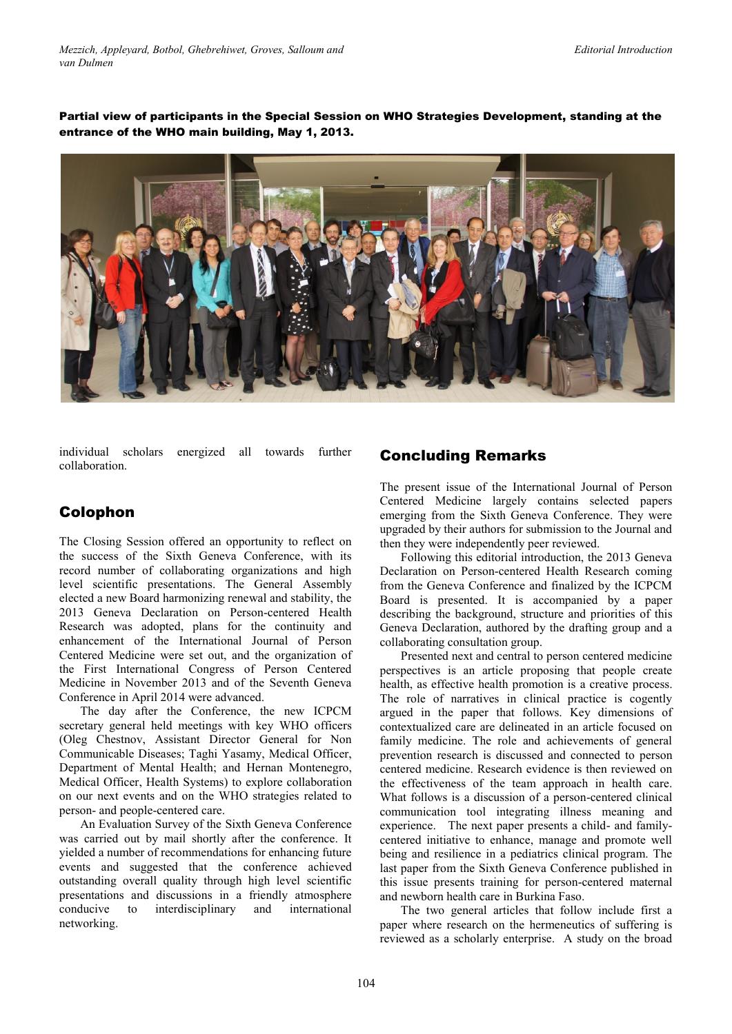**Partial view of participants in the Special Session on WHO Strategies Development, standing at the entrance of the WHO main building, May 1, 2013.**

individual scholars energized all towards further collaboration.

## Colophon

The Closing Session offered an opportunity to reflect on the success of the Sixth Geneva Conference, with its record number of collaborating organizations and high level scientific presentations. The General Assembly elected a new Board harmonizing renewal and stability, the 2013 Geneva Declaration on Person-centered Health Research was adopted, plans for the continuity and enhancement of the International Journal of Person Centered Medicine were set out, and the organization of the First International Congress of Person Centered Medicine in November 2013 and of the Seventh Geneva Conference in April 2014 were advanced.

The day after the Conference, the new ICPCM secretary general held meetings with key WHO officers (Oleg Chestnov, Assistant Director General for Non Communicable Diseases; Taghi Yasamy, Medical Officer, Department of Mental Health; and Hernan Montenegro, Medical Officer, Health Systems) to explore collaboration on our next events and on the WHO strategies related to person- and people-centered care.

An Evaluation Survey of the Sixth Geneva Conference was carried out by mail shortly after the conference. It yielded a number of recommendations for enhancing future events and suggested that the conference achieved outstanding overall quality through high level scientific presentations and discussions in a friendly atmosphere conducive to interdisciplinary and international networking.

## Concluding Remarks

The present issue of the International Journal of Person Centered Medicine largely contains selected papers emerging from the Sixth Geneva Conference. They were upgraded by their authors for submission to the Journal and then they were independently peer reviewed.

Following this editorial introduction, the 2013 Geneva Declaration on Person-centered Health Research coming from the Geneva Conference and finalized by the ICPCM Board is presented. It is accompanied by a paper describing the background, structure and priorities of this Geneva Declaration, authored by the drafting group and a collaborating consultation group.

Presented next and central to person centered medicine perspectives is an article proposing that people create health, as effective health promotion is a creative process. The role of narratives in clinical practice is cogently argued in the paper that follows. Key dimensions of contextualized care are delineated in an article focused on family medicine. The role and achievements of general prevention research is discussed and connected to person centered medicine. Research evidence is then reviewed on the effectiveness of the team approach in health care. What follows is a discussion of a person-centered clinical communication tool integrating illness meaning and experience. The next paper presents a child- and family-centered initiative to enhance, manage and promote well being and resilience in a pediatrics clinical program. The last paper from the Sixth Geneva Conference published in this issue presents training for person-centered maternal and newborn health care in Burkina Faso.

The two general articles that follow include first a paper where research on the hermeneutics of suffering is reviewed as a scholarly enterprise. A study on the broad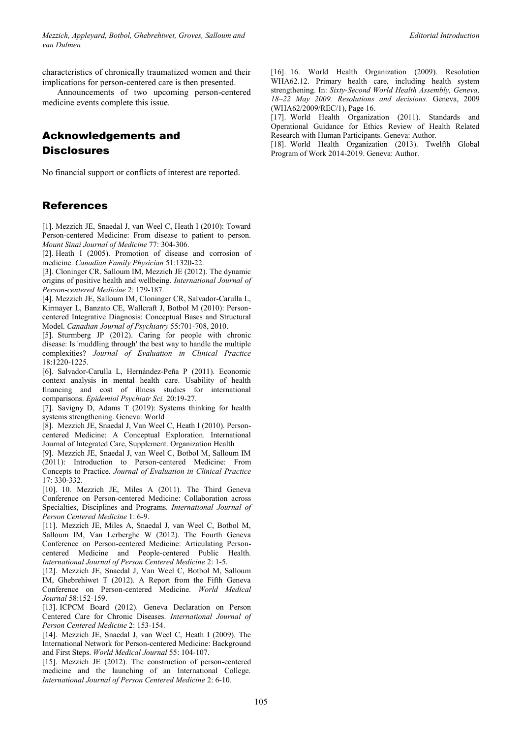characteristics of chronically traumatized women and their implications for person-centered care is then presented.

Announcements of two upcoming person-centered medicine events complete this issue.

## Acknowledgements and Disclosures

No financial support or conflicts of interest are reported.

## References

[1]. Mezzich JE, Snaedal J, van Weel C, Heath I (2010): Toward Person-centered Medicine: From disease to patient to person. *Mount Sinai Journal of Medicine* 77: 304-306.

[2]. Heath I (2005). Promotion of disease and corrosion of medicine. *Canadian Family Physician* 51:1320-22.

[3]. Cloninger CR. Salloum IM, Mezzich JE (2012). The dynamic origins of positive health and wellbeing. *International Journal of Person-centered Medicine* 2: 179-187.

[4]. Mezzich JE, Salloum IM, Cloninger CR, Salvador-Carulla L, Kirmayer L, Banzato CE, Wallcraft J, Botbol M (2010): Person-centered Integrative Diagnosis: Conceptual Bases and Structural Model. *Canadian Journal of Psychiatry* 55:701-708, 2010.

[5]. Sturmberg JP (2012). Caring for people with chronic disease: Is 'muddling through' the best way to handle the multiple complexities? *Journal of Evaluation in Clinical Practice* 18:1220-1225.

[6]. Salvador-Carulla L, Hernández-Peña P (2011). Economic context analysis in mental health care. Usability of health financing and cost of illness studies for international comparisons. *Epidemiol Psychiatr Sci.* 20:19-27.

[7]. Savigny D, Adams T (2019): Systems thinking for health systems strengthening. Geneva: World

[8]. Mezzich JE, Snaedal J, Van Weel C, Heath I (2010). Person-centered Medicine: A Conceptual Exploration. International Journal of Integrated Care, Supplement. Organization Health

[9]. Mezzich JE, Snaedal J, van Weel C, Botbol M, Salloum IM (2011): Introduction to Person-centered Medicine: From Concepts to Practice. *Journal of Evaluation in Clinical Practice* 17: 330-332.

[10]. 10. Mezzich JE, Miles A (2011). The Third Geneva Conference on Person-centered Medicine: Collaboration across Specialties, Disciplines and Programs. *International Journal of Person Centered Medicine* 1: 6-9.

[11]. Mezzich JE, Miles A, Snaedal J, van Weel C, Botbol M, Salloum IM, Van Lerberghe W (2012). The Fourth Geneva Conference on Person-centered Medicine: Articulating Person-centered Medicine and People-centered Public Health. *International Journal of Person Centered Medicine* 2: 1-5.

[12]. Mezzich JE, Snaedal J, Van Weel C, Botbol M, Salloum IM, Ghebrehiwet T (2012). A Report from the Fifth Geneva Conference on Person-centered Medicine. *World Medical Journal* 58:152-159.

[13]. ICPCM Board (2012). Geneva Declaration on Person Centered Care for Chronic Diseases. *International Journal of Person Centered Medicine* 2: 153-154.

[14]. Mezzich JE, Snaedal J, van Weel C, Heath I (2009). The International Network for Person-centered Medicine: Background and First Steps. *World Medical Journal* 55: 104-107.

[15]. Mezzich JE (2012). The construction of person-centered medicine and the launching of an International College. *International Journal of Person Centered Medicine* 2: 6-10.

[16]. 16. World Health Organization (2009). Resolution WHA62.12. Primary health care, including health system strengthening. In: *Sixty-Second World Health Assembly, Geneva, 18–22 May 2009. Resolutions and decisions*. Geneva, 2009 (WHA62/2009/REC/1), Page 16.

[17]. World Health Organization (2011). Standards and Operational Guidance for Ethics Review of Health Related Research with Human Participants. Geneva: Author.

[18]. World Health Organization (2013). Twelfth Global Program of Work 2014-2019. Geneva: Author.